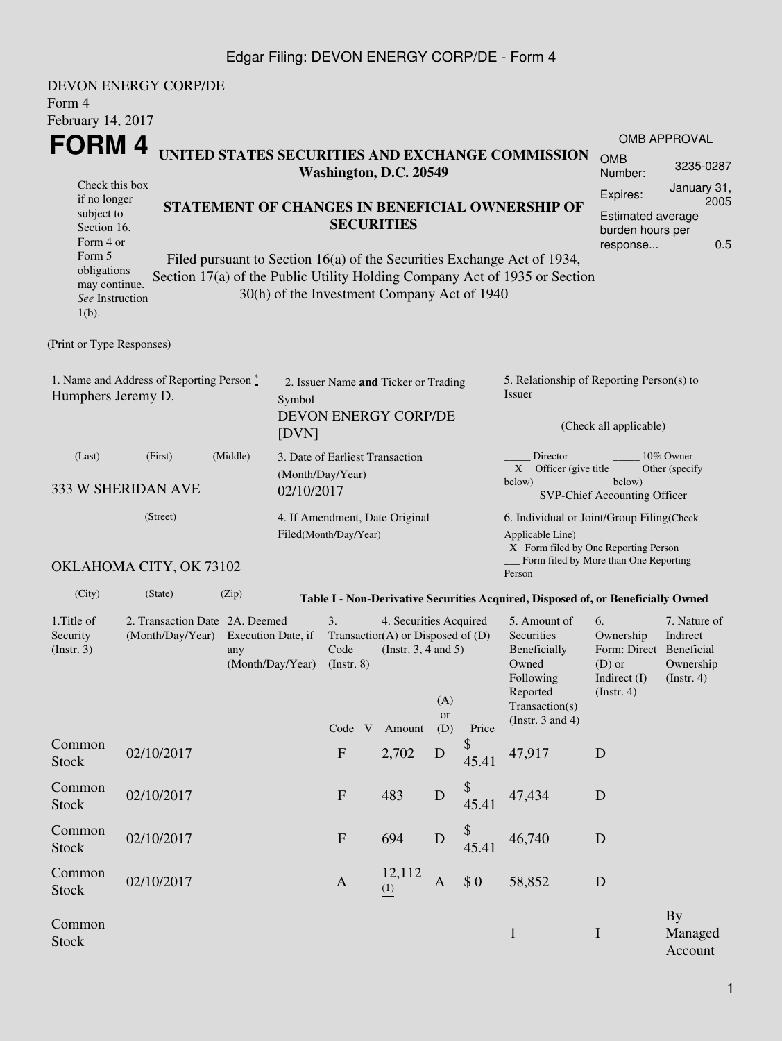DEVON ENERGY CORP/DE
Form 4
February 14, 2017

# FORM 4

**UNITED STATES SECURITIES AND EXCHANGE COMMISSION**
**Washington, D.C. 20549**

**STATEMENT OF CHANGES IN BENEFICIAL OWNERSHIP OF SECURITIES**

Filed pursuant to Section 16(a) of the Securities Exchange Act of 1934, Section 17(a) of the Public Utility Holding Company Act of 1935 or Section 30(h) of the Investment Company Act of 1940

Check this box if no longer subject to Section 16. Form 4 or Form 5 obligations may continue. *See* Instruction 1(b).

| OMB APPROVAL | |
|---|---|
| OMB Number: | 3235-0287 |
| Expires: | January 31, 2005 |
| Estimated average burden hours per response... | 0.5 |

(Print or Type Responses)

1. Name and Address of Reporting Person *
Humphers Jeremy D.

(Last) (First) (Middle)

333 W SHERIDAN AVE

(Street)

OKLAHOMA CITY, OK 73102

(City) (State) (Zip)

2. Issuer Name **and** Ticker or Trading Symbol
DEVON ENERGY CORP/DE [DVN]

3. Date of Earliest Transaction (Month/Day/Year)
02/10/2017

4. If Amendment, Date Original Filed(Month/Day/Year)

5. Relationship of Reporting Person(s) to Issuer

(Check all applicable)

_____ Director _____ 10% Owner
__X__ Officer (give title below) _____ Other (specify below)
SVP-Chief Accounting Officer

6. Individual or Joint/Group Filing(Check Applicable Line)
_X_ Form filed by One Reporting Person
___ Form filed by More than One Reporting Person

**Table I - Non-Derivative Securities Acquired, Disposed of, or Beneficially Owned**

| 1.Title of Security (Instr. 3) | 2. Transaction Date (Month/Day/Year) | 2A. Deemed Execution Date, if any (Month/Day/Year) | 3. Transaction Code (Instr. 8) | | 4. Securities Acquired (A) or Disposed of (D) (Instr. 3, 4 and 5) | | | 5. Amount of Securities Beneficially Owned Following Reported Transaction(s) (Instr. 3 and 4) | 6. Ownership Form: Direct (D) or Indirect (I) (Instr. 4) | 7. Nature of Indirect Beneficial Ownership (Instr. 4) |
|---|---|---|---|---|---|---|---|---|---|---|
| | | | Code | V | Amount | (A) or (D) | Price | | | |
| Common Stock | 02/10/2017 | | F | | 2,702 | D | $ 45.41 | 47,917 | D | |
| Common Stock | 02/10/2017 | | F | | 483 | D | $ 45.41 | 47,434 | D | |
| Common Stock | 02/10/2017 | | F | | 694 | D | $ 45.41 | 46,740 | D | |
| Common Stock | 02/10/2017 | | A | | 12,112 (1) | A | $ 0 | 58,852 | D | |
| Common Stock | | | | | | | | 1 | I | By Managed Account |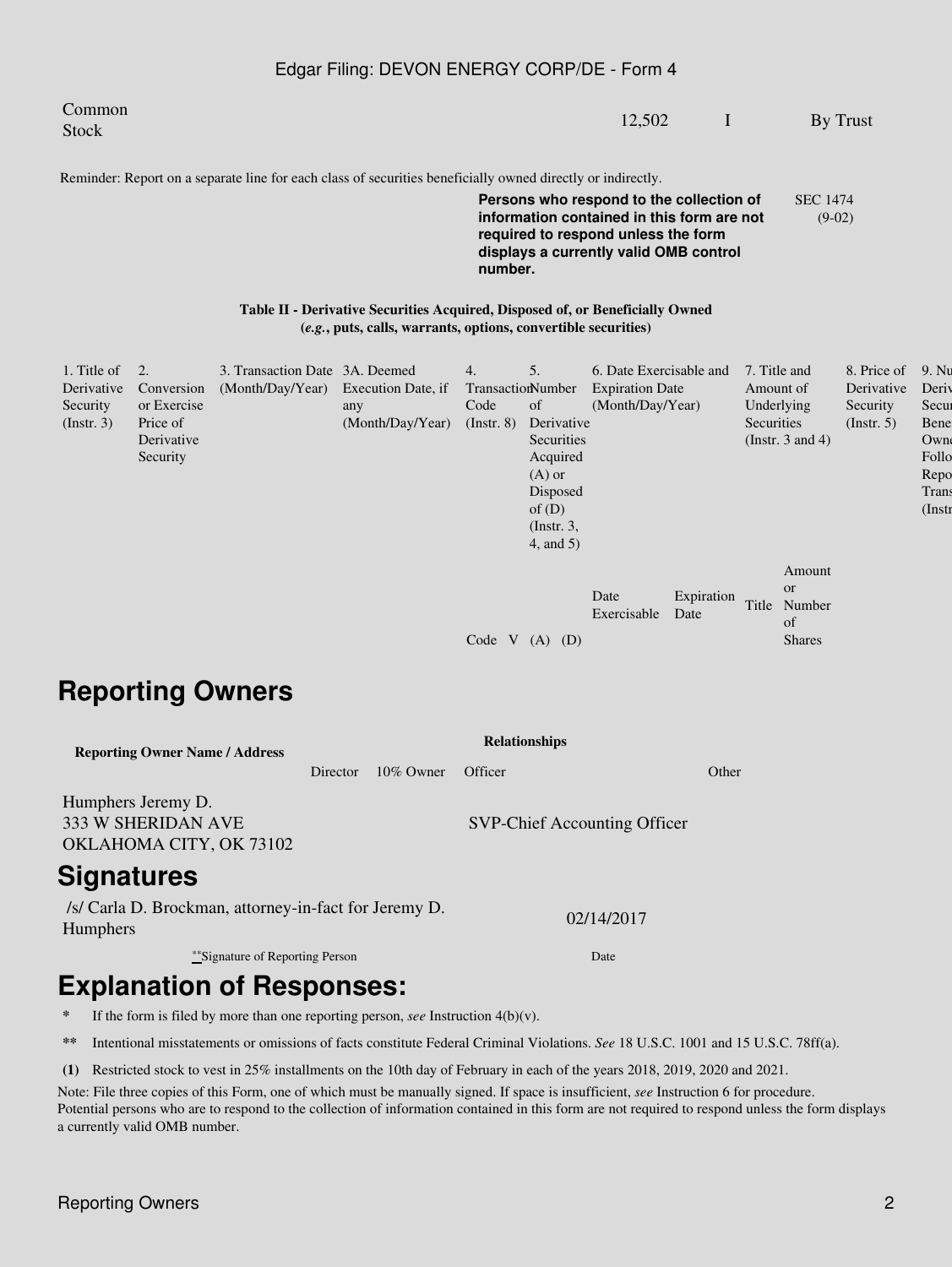| | | | |
|---|---|---|---|
| Common Stock | 12,502 | I | By Trust |

Reminder: Report on a separate line for each class of securities beneficially owned directly or indirectly.

**Persons who respond to the collection of information contained in this form are not required to respond unless the form displays a currently valid OMB control number.**

SEC 1474 (9-02)

**Table II - Derivative Securities Acquired, Disposed of, or Beneficially Owned**
**(*e.g.*, puts, calls, warrants, options, convertible securities)**

| 1. Title of Derivative Security (Instr. 3) | 2. Conversion or Exercise Price of Derivative Security | 3. Transaction Date (Month/Day/Year) | 3A. Deemed Execution Date, if any (Month/Day/Year) | 4. Transaction Code (Instr. 8) | | 5. Number of Derivative Securities Acquired (A) or Disposed of (D) (Instr. 3, 4, and 5) | | 6. Date Exercisable and Expiration Date (Month/Day/Year) | | 7. Title and Amount of Underlying Securities (Instr. 3 and 4) | | 8. Price of Derivative Security (Instr. 5) | 9. Nu Deriv Secur Bene Own Follo Repo Trans (Instr |
|---|---|---|---|---|---|---|---|---|---|---|---|---|---|
| | | | | Code | V | (A) | (D) | Date Exercisable | Expiration Date | Title | Amount or Number of Shares | | |

## Reporting Owners

| Reporting Owner Name / Address | Relationships | | | |
|---|---|---|---|---|
| | Director | 10% Owner | Officer | Other |
| Humphers Jeremy D.<br>333 W SHERIDAN AVE<br>OKLAHOMA CITY, OK 73102 | | | SVP-Chief Accounting Officer | |

## Signatures

| | |
|---|---|
| /s/ Carla D. Brockman, attorney-in-fact for Jeremy D. Humphers | 02/14/2017 |
| **Signature of Reporting Person | Date |

## Explanation of Responses:

\* If the form is filed by more than one reporting person, *see* Instruction 4(b)(v).

** Intentional misstatements or omissions of facts constitute Federal Criminal Violations. *See* 18 U.S.C. 1001 and 15 U.S.C. 78ff(a).

**(1)** Restricted stock to vest in 25% installments on the 10th day of February in each of the years 2018, 2019, 2020 and 2021.

Note: File three copies of this Form, one of which must be manually signed. If space is insufficient, *see* Instruction 6 for procedure.
Potential persons who are to respond to the collection of information contained in this form are not required to respond unless the form displays a currently valid OMB number.